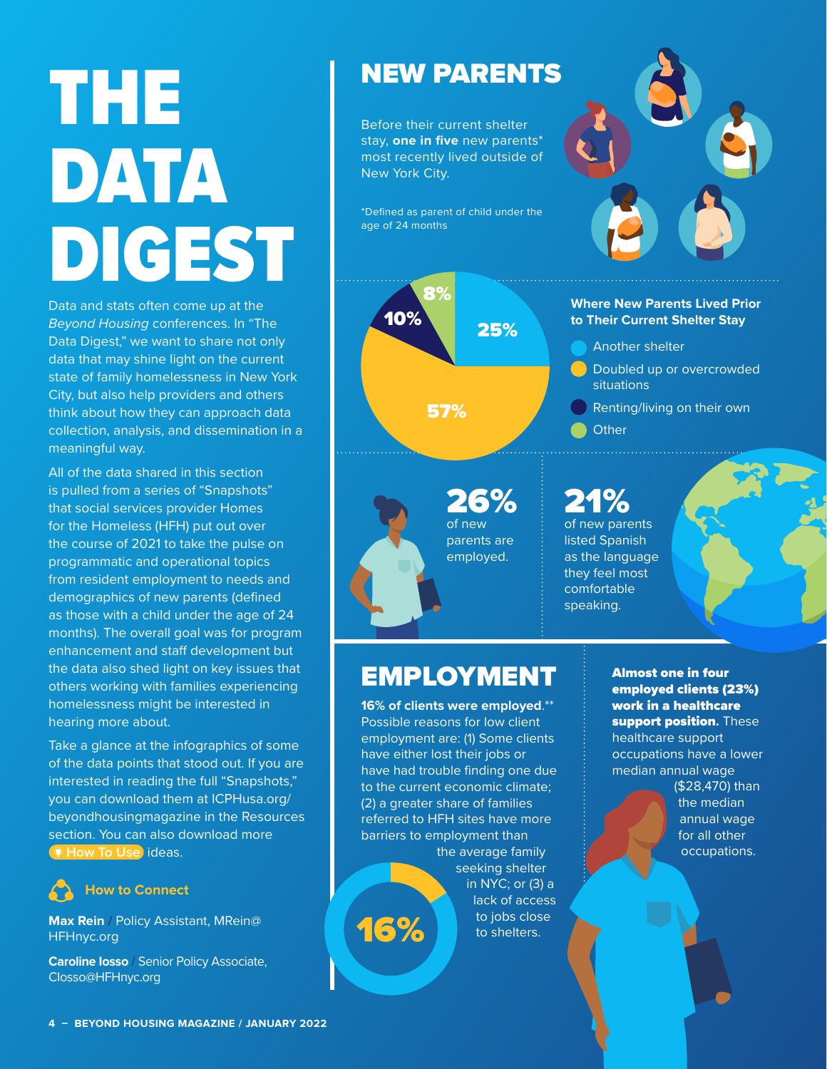# THE DATA DIGEST

Data and stats often come up at the *Beyond Housing* conferences. In "The Data Digest," we want to share not only data that may shine light on the current state of family homelessness in New York City, but also help providers and others think about how they can approach data collection, analysis, and dissemination in a meaningful way.

All of the data shared in this section is pulled from a series of "Snapshots" that social services provider Homes for the Homeless (HFH) put out over the course of 2021 to take the pulse on programmatic and operational topics from resident employment to needs and demographics of new parents (defined as those with a child under the age of 24 months). The overall goal was for program enhancement and staff development but the data also shed light on key issues that others working with families experiencing homelessness might be interested in hearing more about.

Take a glance at the infographics of some of the data points that stood out. If you are interested in reading the full "Snapshots," you can download them at ICPHusa.org/beyondhousingmagazine in the Resources section. You can also download more How To Use ideas.

### How to Connect

**Max Rein** / Policy Assistant, MRein@HFHnyc.org

**Caroline Iosso** / Senior Policy Associate, CIosso@HFHnyc.org

## NEW PARENTS

Before their current shelter stay, **one in five** new parents* most recently lived outside of New York City.

*Defined as parent of child under the age of 24 months

### Where New Parents Lived Prior to Their Current Shelter Stay

| Category | Percentage |
|---|---|
| Another shelter | 25% |
| Doubled up or overcrowded situations | 57% |
| Renting/living on their own | 10% |
| Other | 8% |

**26%** of new parents are employed.

**21%** of new parents listed Spanish as the language they feel most comfortable speaking.

## EMPLOYMENT

**16% of clients were employed.**** Possible reasons for low client employment are: (1) Some clients have either lost their jobs or have had trouble finding one due to the current economic climate; (2) a greater share of families referred to HFH sites have more barriers to employment than the average family seeking shelter in NYC; or (3) a lack of access to jobs close to shelters.

16%

**Almost one in four employed clients (23%) work in a healthcare support position.** These healthcare support occupations have a lower median annual wage ($28,470) than the median annual wage for all other occupations.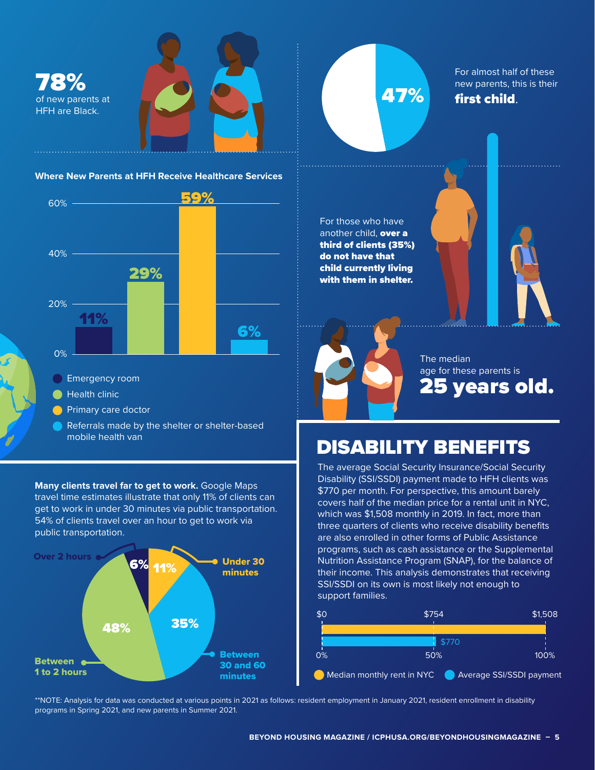**78%** of new parents at HFH are Black.

47%

For almost half of these new parents, this is their **first child**.

### Where New Parents at HFH Receive Healthcare Services

60%
40%
20%
0%

11%
29%
59%
6%

Emergency room
Health clinic
Primary care doctor
Referrals made by the shelter or shelter-based mobile health van

For those who have another child, **over a third of clients (35%) do not have that child currently living with them in shelter.**

The median age for these parents is **25 years old.**

**Many clients travel far to get to work.** Google Maps travel time estimates illustrate that only 11% of clients can get to work in under 30 minutes via public transportation. 54% of clients travel over an hour to get to work via public transportation.

Over 2 hours
6%
11%
Under 30 minutes
48%
35%
Between 1 to 2 hours
Between 30 and 60 minutes

## DISABILITY BENEFITS

The average Social Security Insurance/Social Security Disability (SSI/SSDI) payment made to HFH clients was $770 per month. For perspective, this amount barely covers half of the median price for a rental unit in NYC, which was $1,508 monthly in 2019. In fact, more than three quarters of clients who receive disability benefits are also enrolled in other forms of Public Assistance programs, such as cash assistance or the Supplemental Nutrition Assistance Program (SNAP), for the balance of their income. This analysis demonstrates that receiving SSI/SSDI on its own is most likely not enough to support families.

$0
$754
$1,508
$770
0%
50%
100%

Median monthly rent in NYC
Average SSI/SSDI payment

**NOTE: Analysis for data was conducted at various points in 2021 as follows: resident employment in January 2021, resident enrollment in disability programs in Spring 2021, and new parents in Summer 2021.